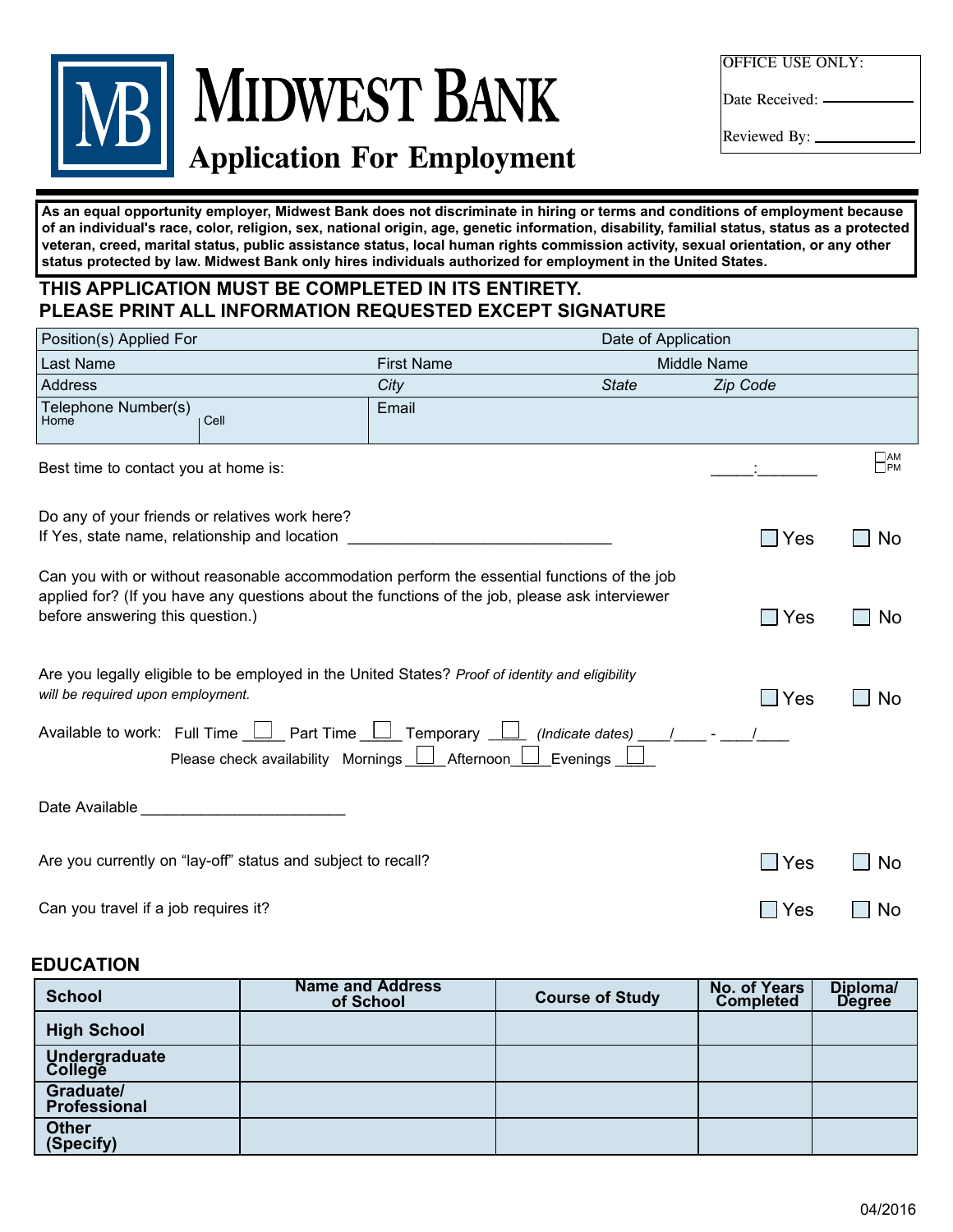# MIDWEST BANK

## Application For Employment

OFFICE USE ONLY:

Date Received: ____________

Reviewed By: ____________

**As an equal opportunity employer, Midwest Bank does not discriminate in hiring or terms and conditions of employment because of an individual's race, color, religion, sex, national origin, age, genetic information, disability, familial status, status as a protected veteran, creed, marital status, public assistance status, local human rights commission activity, sexual orientation, or any other status protected by law. Midwest Bank only hires individuals authorized for employment in the United States.**

**THIS APPLICATION MUST BE COMPLETED IN ITS ENTIRETY.**
**PLEASE PRINT ALL INFORMATION REQUESTED EXCEPT SIGNATURE**

| Position(s) Applied For | | Date of Application | |
|---|---|---|---|
| Last Name | First Name | Middle Name | |
| Address | *City* | *State* | *Zip Code* |
| Telephone Number(s) Home / Cell | Email | | |

Best time to contact you at home is: _____:_______ ☐ AM ☐ PM

Do any of your friends or relatives work here?
If Yes, state name, relationship and location ______________________________ ☐ Yes ☐ No

Can you with or without reasonable accommodation perform the essential functions of the job applied for? (If you have any questions about the functions of the job, please ask interviewer before answering this question.) ☐ Yes ☐ No

Are you legally eligible to be employed in the United States? *Proof of identity and eligibility will be required upon employment.* ☐ Yes ☐ No

Available to work: Full Time ☐ Part Time ☐ Temporary ☐ *(Indicate dates)* ____/____ - ____/____

Please check availability Mornings ☐ Afternoon ☐ Evenings ☐

Date Available ________________________

Are you currently on "lay-off" status and subject to recall? ☐ Yes ☐ No

Can you travel if a job requires it? ☐ Yes ☐ No

## EDUCATION

| School | Name and Address of School | Course of Study | No. of Years Completed | Diploma/ Degree |
|---|---|---|---|---|
| **High School** | | | | |
| **Undergraduate College** | | | | |
| **Graduate/ Professional** | | | | |
| **Other (Specify)** | | | | |

04/2016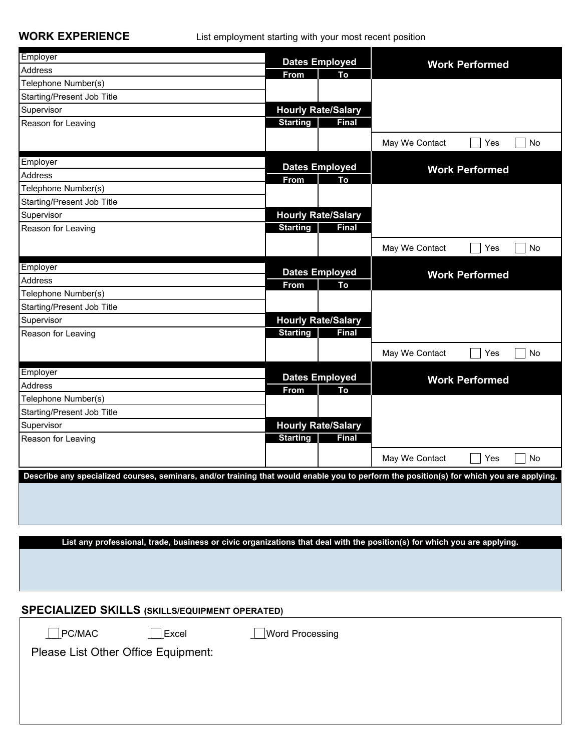## WORK EXPERIENCE

List employment starting with your most recent position

| Employer | Dates Employed | | Work Performed |
|---|---|---|---|
| Address | From | To | |
| Telephone Number(s) | | | |
| Starting/Present Job Title | | | |
| Supervisor | Hourly Rate/Salary | | |
| Reason for Leaving | Starting | Final | |
| | | | May We Contact ☐ Yes ☐ No |

| Employer | Dates Employed | | Work Performed |
|---|---|---|---|
| Address | From | To | |
| Telephone Number(s) | | | |
| Starting/Present Job Title | | | |
| Supervisor | Hourly Rate/Salary | | |
| Reason for Leaving | Starting | Final | |
| | | | May We Contact ☐ Yes ☐ No |

| Employer | Dates Employed | | Work Performed |
|---|---|---|---|
| Address | From | To | |
| Telephone Number(s) | | | |
| Starting/Present Job Title | | | |
| Supervisor | Hourly Rate/Salary | | |
| Reason for Leaving | Starting | Final | |
| | | | May We Contact ☐ Yes ☐ No |

| Employer | Dates Employed | | Work Performed |
|---|---|---|---|
| Address | From | To | |
| Telephone Number(s) | | | |
| Starting/Present Job Title | | | |
| Supervisor | Hourly Rate/Salary | | |
| Reason for Leaving | Starting | Final | |
| | | | May We Contact ☐ Yes ☐ No |

**Describe any specialized courses, seminars, and/or training that would enable you to perform the position(s) for which you are applying.**

**List any professional, trade, business or civic organizations that deal with the position(s) for which you are applying.**

## SPECIALIZED SKILLS (SKILLS/EQUIPMENT OPERATED)

☐ PC/MAC ☐ Excel ☐ Word Processing

Please List Other Office Equipment: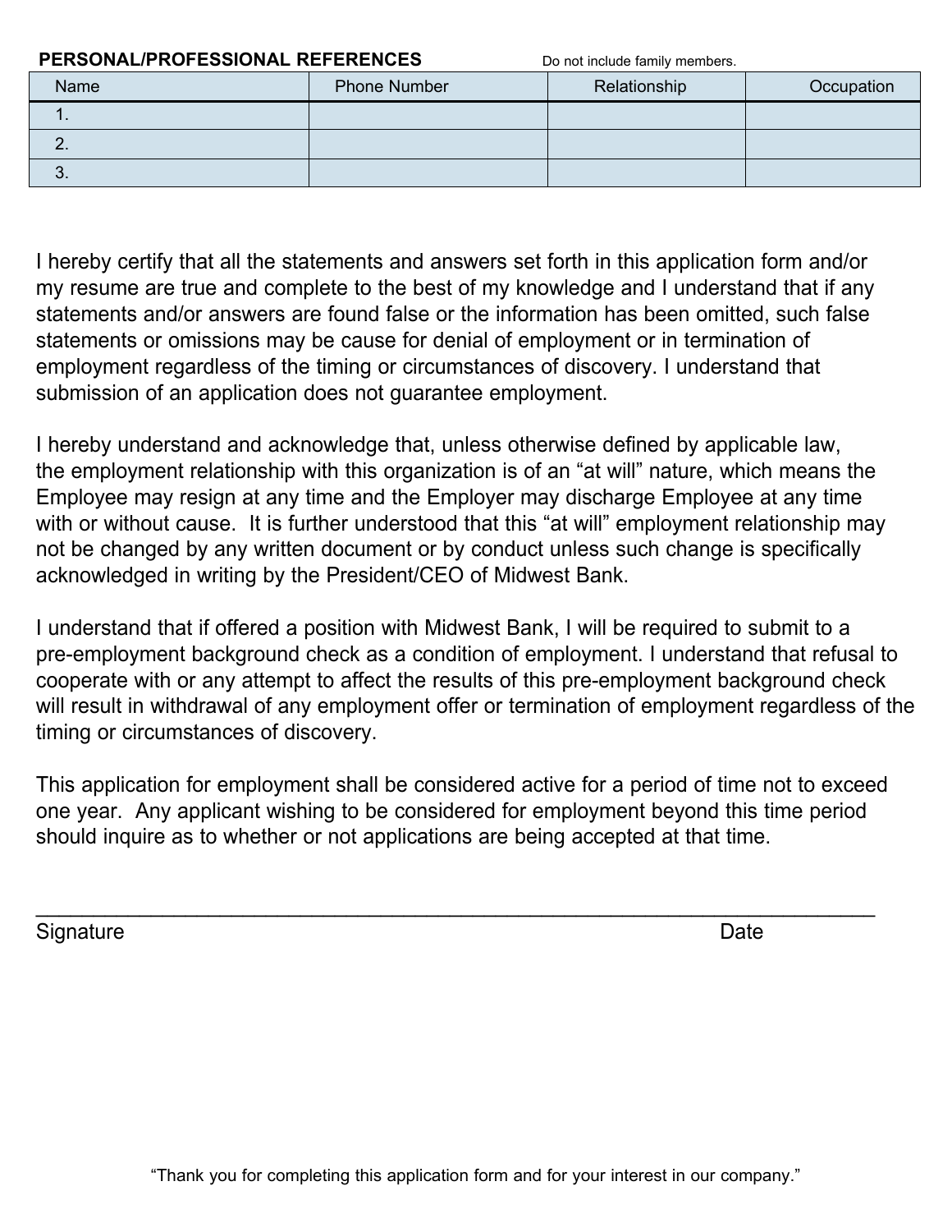**PERSONAL/PROFESSIONAL REFERENCES** Do not include family members.

| Name | Phone Number | Relationship | Occupation |
|---|---|---|---|
| 1. | | | |
| 2. | | | |
| 3. | | | |

I hereby certify that all the statements and answers set forth in this application form and/or my resume are true and complete to the best of my knowledge and I understand that if any statements and/or answers are found false or the information has been omitted, such false statements or omissions may be cause for denial of employment or in termination of employment regardless of the timing or circumstances of discovery. I understand that submission of an application does not guarantee employment.

I hereby understand and acknowledge that, unless otherwise defined by applicable law, the employment relationship with this organization is of an "at will" nature, which means the Employee may resign at any time and the Employer may discharge Employee at any time with or without cause. It is further understood that this "at will" employment relationship may not be changed by any written document or by conduct unless such change is specifically acknowledged in writing by the President/CEO of Midwest Bank.

I understand that if offered a position with Midwest Bank, I will be required to submit to a pre-employment background check as a condition of employment. I understand that refusal to cooperate with or any attempt to affect the results of this pre-employment background check will result in withdrawal of any employment offer or termination of employment regardless of the timing or circumstances of discovery.

This application for employment shall be considered active for a period of time not to exceed one year. Any applicant wishing to be considered for employment beyond this time period should inquire as to whether or not applications are being accepted at that time.

_______________________________________________________________

Signature Date

"Thank you for completing this application form and for your interest in our company."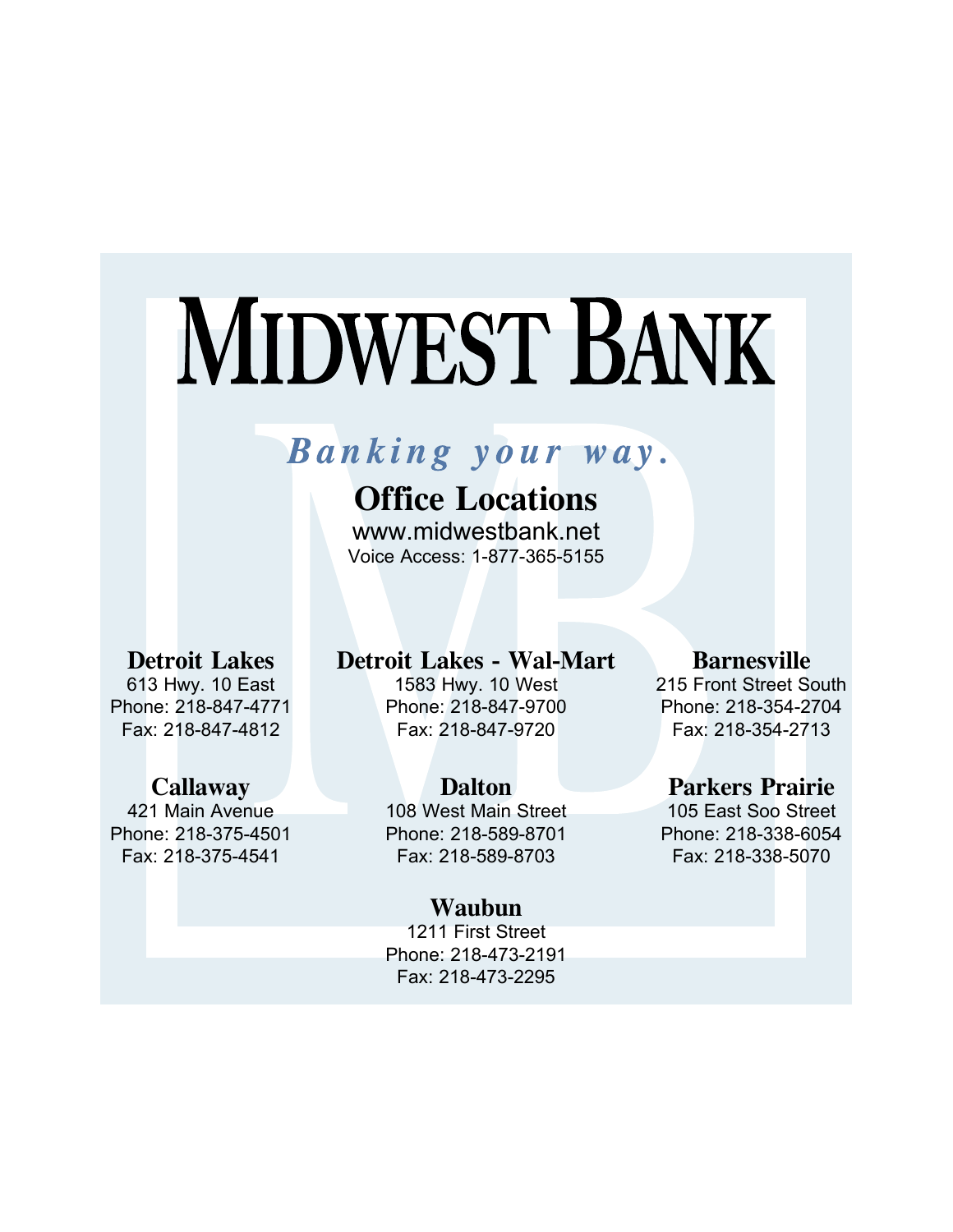# MIDWEST BANK

*Banking your way.*

## Office Locations

www.midwestbank.net

Voice Access: 1-877-365-5155

### Detroit Lakes

613 Hwy. 10 East
Phone: 218-847-4771
Fax: 218-847-4812

### Detroit Lakes - Wal-Mart

1583 Hwy. 10 West
Phone: 218-847-9700
Fax: 218-847-9720

### Barnesville

215 Front Street South
Phone: 218-354-2704
Fax: 218-354-2713

### Callaway

421 Main Avenue
Phone: 218-375-4501
Fax: 218-375-4541

### Dalton

108 West Main Street
Phone: 218-589-8701
Fax: 218-589-8703

### Parkers Prairie

105 East Soo Street
Phone: 218-338-6054
Fax: 218-338-5070

### Waubun

1211 First Street
Phone: 218-473-2191
Fax: 218-473-2295